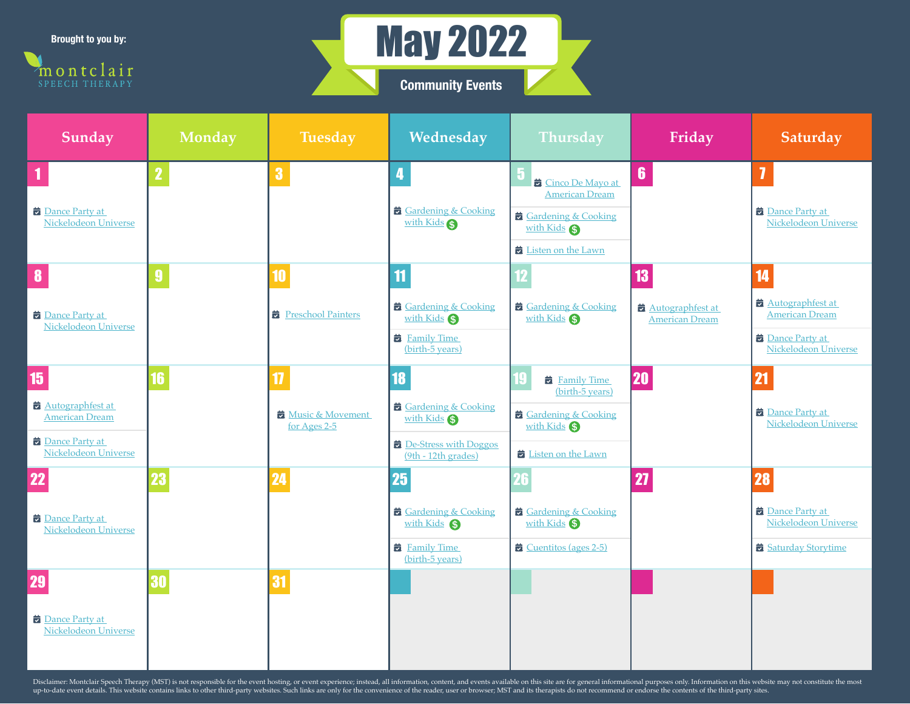Brought to you by:

montclair
SPEECH THERAPY

# May 2022

## Community Events

| Sunday | Monday | Tuesday | Wednesday | Thursday | Friday | Saturday |
|---|---|---|---|---|---|---|
| 1<br>Dance Party at Nickelodeon Universe | 2 | 3 | 4<br>Gardening & Cooking with Kids $ | 5<br>Cinco De Mayo at American Dream<br>Gardening & Cooking with Kids $<br>Listen on the Lawn | 6 | 7<br>Dance Party at Nickelodeon Universe |
| 8<br>Dance Party at Nickelodeon Universe | 9 | 10<br>Preschool Painters | 11<br>Gardening & Cooking with Kids $<br>Family Time (birth-5 years) | 12<br>Gardening & Cooking with Kids $ | 13<br>Autographfest at American Dream | 14<br>Autographfest at American Dream<br>Dance Party at Nickelodeon Universe |
| 15<br>Autographfest at American Dream<br>Dance Party at Nickelodeon Universe | 16 | 17<br>Music & Movement for Ages 2-5 | 18<br>Gardening & Cooking with Kids $<br>De-Stress with Doggos (9th - 12th grades) | 19<br>Family Time (birth-5 years)<br>Gardening & Cooking with Kids $<br>Listen on the Lawn | 20 | 21<br>Dance Party at Nickelodeon Universe |
| 22<br>Dance Party at Nickelodeon Universe | 23 | 24 | 25<br>Gardening & Cooking with Kids $<br>Family Time (birth-5 years) | 26<br>Gardening & Cooking with Kids $<br>Cuentitos (ages 2-5) | 27 | 28<br>Dance Party at Nickelodeon Universe<br>Saturday Storytime |
| 29<br>Dance Party at Nickelodeon Universe | 30 | 31 | | | | |

Disclaimer: Montclair Speech Therapy (MST) is not responsible for the event hosting, or event experience; instead, all information, content, and events available on this site are for general informational purposes only. Information on this website may not constitute the most up-to-date event details. This website contains links to other third-party websites. Such links are only for the convenience of the reader, user or browser; MST and its therapists do not recommend or endorse the contents of the third-party sites.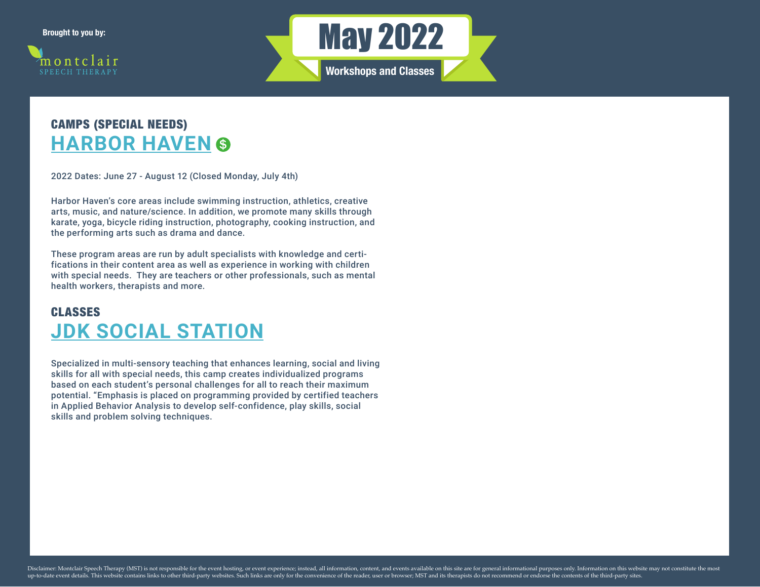Brought to you by:

montclair
SPEECH THERAPY

# May 2022

Workshops and Classes

## CAMPS (SPECIAL NEEDS)

### HARBOR HAVEN $

2022 Dates: June 27 - August 12 (Closed Monday, July 4th)

Harbor Haven's core areas include swimming instruction, athletics, creative arts, music, and nature/science. In addition, we promote many skills through karate, yoga, bicycle riding instruction, photography, cooking instruction, and the performing arts such as drama and dance.

These program areas are run by adult specialists with knowledge and certifications in their content area as well as experience in working with children with special needs. They are teachers or other professionals, such as mental health workers, therapists and more.

## CLASSES

### JDK SOCIAL STATION

Specialized in multi-sensory teaching that enhances learning, social and living skills for all with special needs, this camp creates individualized programs based on each student's personal challenges for all to reach their maximum potential. "Emphasis is placed on programming provided by certified teachers in Applied Behavior Analysis to develop self-confidence, play skills, social skills and problem solving techniques.

Disclaimer: Montclair Speech Therapy (MST) is not responsible for the event hosting, or event experience; instead, all information, content, and events available on this site are for general informational purposes only. Information on this website may not constitute the most up-to-date event details. This website contains links to other third-party websites. Such links are only for the convenience of the reader, user or browser; MST and its therapists do not recommend or endorse the contents of the third-party sites.